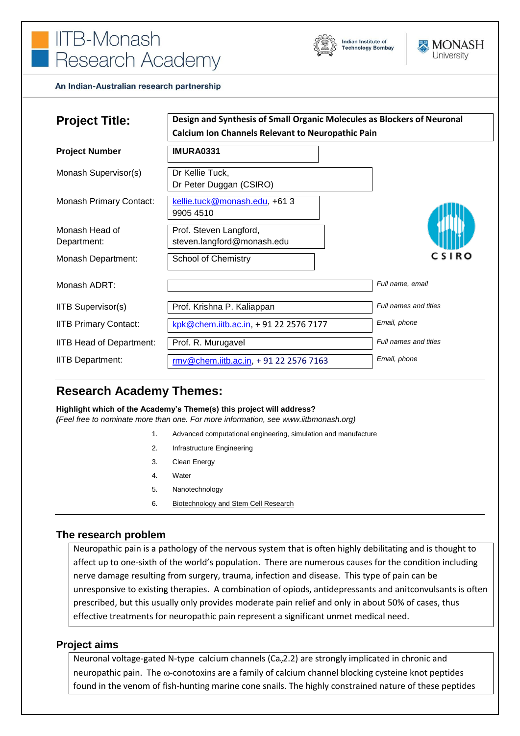# IITB-Monash Research Academy

Indian Institute of Technology Bombay

MONASH University

**An Indian-Australian research partnership**

| | | |
|---|---|---|
| **Project Title:** | **Design and Synthesis of Small Organic Molecules as Blockers of Neuronal Calcium Ion Channels Relevant to Neuropathic Pain** | |
| **Project Number** | **IMURA0331** | |
| Monash Supervisor(s) | Dr Kellie Tuck, Dr Peter Duggan (CSIRO) | |
| Monash Primary Contact: | kellie.tuck@monash.edu, +61 3 9905 4510 | |
| Monash Head of Department: | Prof. Steven Langford, steven.langford@monash.edu | |
| Monash Department: | School of Chemistry | |
| Monash ADRT: | | *Full name, email* |
| IITB Supervisor(s) | Prof. Krishna P. Kaliappan | *Full names and titles* |
| IITB Primary Contact: | kpk@chem.iitb.ac.in, + 91 22 2576 7177 | *Email, phone* |
| IITB Head of Department: | Prof. R. Murugavel | *Full names and titles* |
| IITB Department: | rmv@chem.iitb.ac.in, + 91 22 2576 7163 | *Email, phone* |

CSIRO

## Research Academy Themes:

**Highlight which of the Academy's Theme(s) this project will address?**
***(****Feel free to nominate more than one. For more information, see www.iitbmonash.org)*

1. Advanced computational engineering, simulation and manufacture
2. Infrastructure Engineering
3. Clean Energy
4. Water
5. Nanotechnology
6. <u>Biotechnology and Stem Cell Research</u>

### The research problem

Neuropathic pain is a pathology of the nervous system that is often highly debilitating and is thought to affect up to one-sixth of the world's population. There are numerous causes for the condition including nerve damage resulting from surgery, trauma, infection and disease. This type of pain can be unresponsive to existing therapies. A combination of opiods, antidepressants and anitconvulsants is often prescribed, but this usually only provides moderate pain relief and only in about 50% of cases, thus effective treatments for neuropathic pain represent a significant unmet medical need.

### Project aims

Neuronal voltage-gated N-type calcium channels ($Ca_v2.2$) are strongly implicated in chronic and neuropathic pain. The ω-conotoxins are a family of calcium channel blocking cysteine knot peptides found in the venom of fish-hunting marine cone snails. The highly constrained nature of these peptides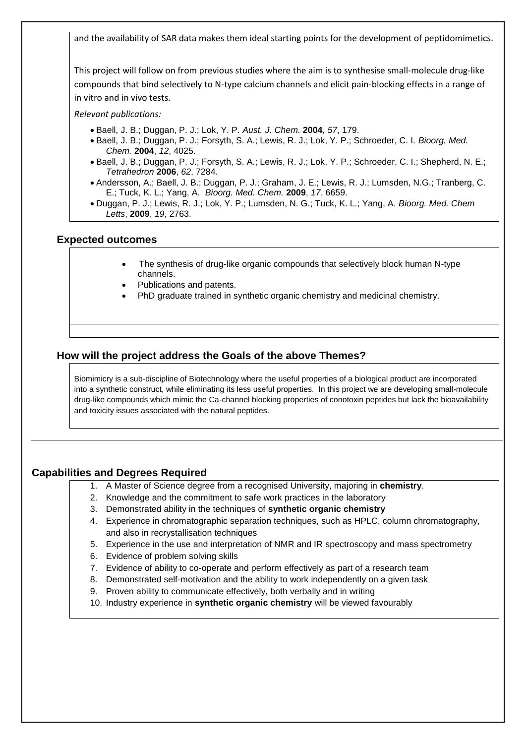and the availability of SAR data makes them ideal starting points for the development of peptidomimetics.

This project will follow on from previous studies where the aim is to synthesise small-molecule drug-like compounds that bind selectively to N-type calcium channels and elicit pain-blocking effects in a range of in vitro and in vivo tests.

*Relevant publications:*

- Baell, J. B.; Duggan, P. J.; Lok, Y. P. *Aust. J. Chem.* **2004**, *57*, 179.
- Baell, J. B.; Duggan, P. J.; Forsyth, S. A.; Lewis, R. J.; Lok, Y. P.; Schroeder, C. I. *Bioorg. Med. Chem.* **2004**, *12*, 4025.
- Baell, J. B.; Duggan, P. J.; Forsyth, S. A.; Lewis, R. J.; Lok, Y. P.; Schroeder, C. I.; Shepherd, N. E.; *Tetrahedron* **2006**, *62*, 7284.
- Andersson, A.; Baell, J. B.; Duggan, P. J.; Graham, J. E.; Lewis, R. J.; Lumsden, N.G.; Tranberg, C. E.; Tuck, K. L.; Yang, A. *Bioorg. Med. Chem.* **2009**, *17*, 6659.
- Duggan, P. J.; Lewis, R. J.; Lok, Y. P.; Lumsden, N. G.; Tuck, K. L.; Yang, A. *Bioorg. Med. Chem Letts*, **2009**, *19*, 2763.

## Expected outcomes

- The synthesis of drug-like organic compounds that selectively block human N-type channels.
- Publications and patents.
- PhD graduate trained in synthetic organic chemistry and medicinal chemistry.

## How will the project address the Goals of the above Themes?

Biomimicry is a sub-discipline of Biotechnology where the useful properties of a biological product are incorporated into a synthetic construct, while eliminating its less useful properties. In this project we are developing small-molecule drug-like compounds which mimic the Ca-channel blocking properties of conotoxin peptides but lack the bioavailability and toxicity issues associated with the natural peptides.

## Capabilities and Degrees Required

1. A Master of Science degree from a recognised University, majoring in **chemistry**.
2. Knowledge and the commitment to safe work practices in the laboratory
3. Demonstrated ability in the techniques of **synthetic organic chemistry**
4. Experience in chromatographic separation techniques, such as HPLC, column chromatography, and also in recrystallisation techniques
5. Experience in the use and interpretation of NMR and IR spectroscopy and mass spectrometry
6. Evidence of problem solving skills
7. Evidence of ability to co-operate and perform effectively as part of a research team
8. Demonstrated self-motivation and the ability to work independently on a given task
9. Proven ability to communicate effectively, both verbally and in writing
10. Industry experience in **synthetic organic chemistry** will be viewed favourably